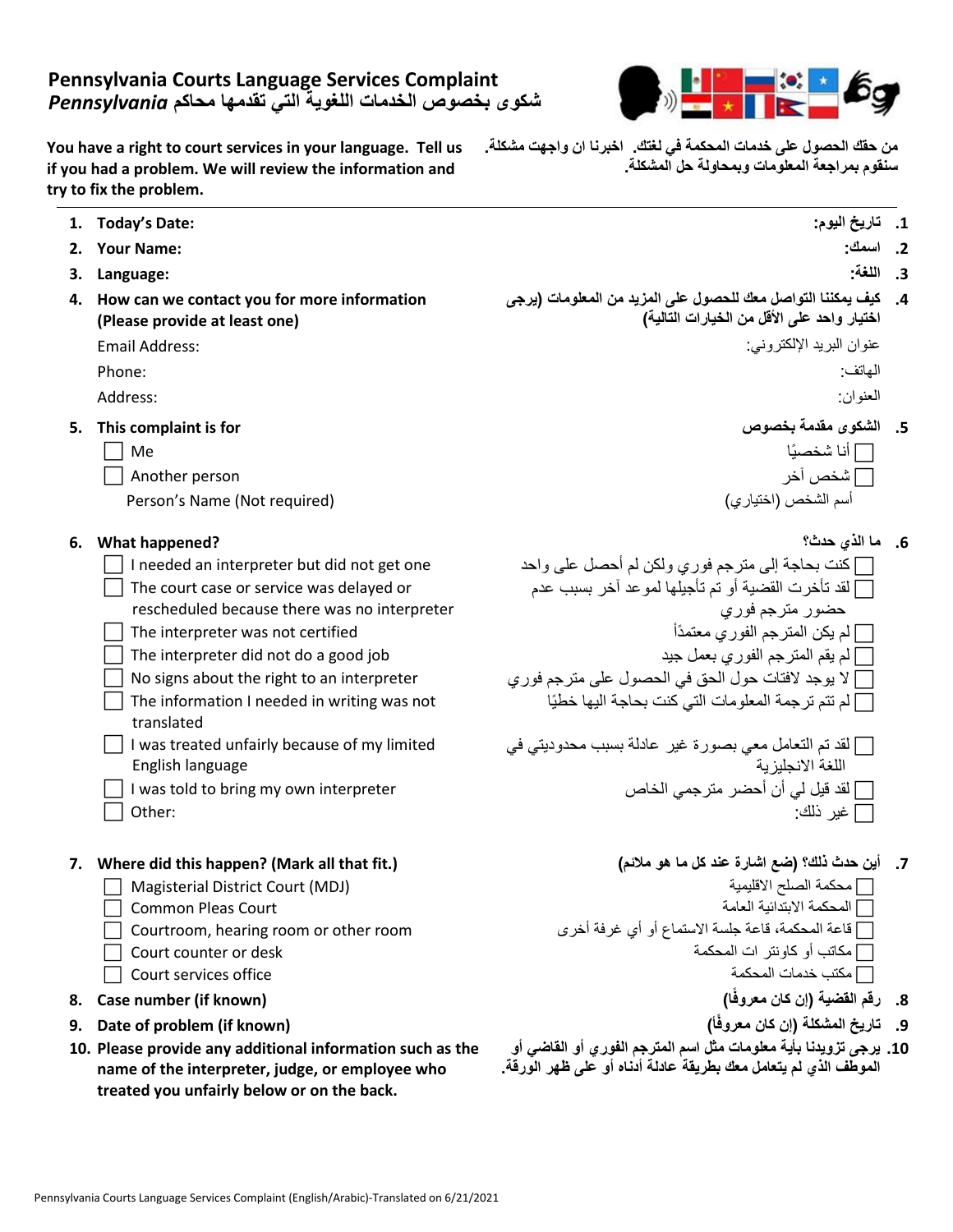# Pennsylvania Courts Language Services Complaint
## شكوى بخصوص الخدمات اللغوية التي تقدمها محاكم *Pennsylvania*

**You have a right to court services in your language. Tell us if you had a problem. We will review the information and try to fix the problem.**

**من حقك الحصول على خدمات المحكمة في لغتك. اخبرنا ان واجهت مشكلة. سنقوم بمراجعة المعلومات وبمحاولة حل المشكلة.**

---

1. **Today's Date:** / **تاريخ اليوم:**
2. **Your Name:** / **اسمك:**
3. **Language:** / **اللغة:**
4. **How can we contact you for more information (Please provide at least one)** / **كيف يمكننا التواصل معك للحصول على المزيد من المعلومات (يرجى اختيار واحد على الأقل من الخيارات التالية)**
   - Email Address: / عنوان البريد الإلكتروني:
   - Phone: / الهاتف:
   - Address: / العنوان:
5. **This complaint is for** / **الشكوى مقدمة بخصوص**
   - ☐ Me / أنا شخصيًا
   - ☐ Another person / شخص آخر
   - Person's Name (Not required) / أسم الشخص (اختياري)
6. **What happened?** / **ما الذي حدث؟**
   - ☐ I needed an interpreter but did not get one / كنت بحاجة إلى مترجم فوري ولكن لم أحصل على واحد
   - ☐ The court case or service was delayed or rescheduled because there was no interpreter / لقد تأخرت القضية أو تم تأجيلها لموعد آخر بسبب عدم حضور مترجم فوري
   - ☐ The interpreter was not certified / لم يكن المترجم الفوري معتمدًا
   - ☐ The interpreter did not do a good job / لم يقم المترجم الفوري بعمل جيد
   - ☐ No signs about the right to an interpreter / لا يوجد لافتات حول الحق في الحصول على مترجم فوري
   - ☐ The information I needed in writing was not translated / لم تتم ترجمة المعلومات التي كنت بحاجة اليها خطيًا
   - ☐ I was treated unfairly because of my limited English language / لقد تم التعامل معي بصورة غير عادلة بسبب محدوديتي في اللغة الانجليزية
   - ☐ I was told to bring my own interpreter / لقد قيل لي أن أحضر مترجمي الخاص
   - ☐ Other: / غير ذلك:
7. **Where did this happen? (Mark all that fit.)** / **أين حدث ذلك؟ (ضع اشارة عند كل ما هو ملائم)**
   - ☐ Magisterial District Court (MDJ) / محكمة الصلح الاقليمية
   - ☐ Common Pleas Court / المحكمة الابتدائية العامة
   - ☐ Courtroom, hearing room or other room / قاعة المحكمة، قاعة جلسة الاستماع أو أي غرفة أخرى
   - ☐ Court counter or desk / مكاتب أو كاونتر ات المحكمة
   - ☐ Court services office / مكتب خدمات المحكمة
8. **Case number (if known)** / **رقم القضية (إن كان معروفًا)**
9. **Date of problem (if known)** / **تاريخ المشكلة (إن كان معروفًا)**
10. **Please provide any additional information such as the name of the interpreter, judge, or employee who treated you unfairly below or on the back.** / **يرجى تزويدنا بأية معلومات مثل اسم المترجم الفوري أو القاضي أو الموظف الذي لم يتعامل معك بطريقة عادلة أدناه أو على ظهر الورقة.**

Pennsylvania Courts Language Services Complaint (English/Arabic)-Translated on 6/21/2021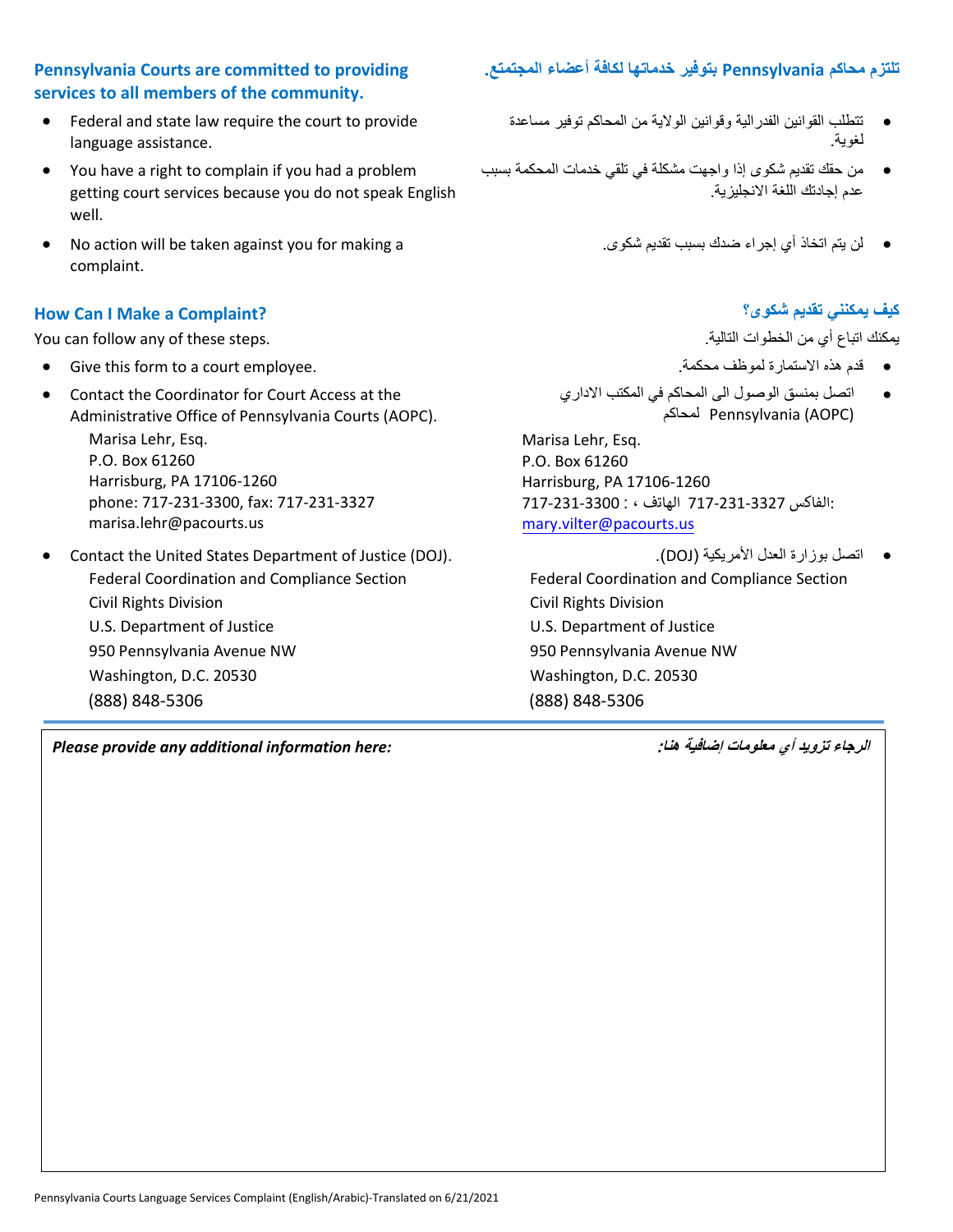## Pennsylvania Courts are committed to providing services to all members of the community.

- Federal and state law require the court to provide language assistance.
- You have a right to complain if you had a problem getting court services because you do not speak English well.
- No action will be taken against you for making a complaint.

## How Can I Make a Complaint?

You can follow any of these steps.

- Give this form to a court employee.
- Contact the Coordinator for Court Access at the Administrative Office of Pennsylvania Courts (AOPC).
  Marisa Lehr, Esq.
  P.O. Box 61260
  Harrisburg, PA 17106-1260
  phone: 717-231-3300, fax: 717-231-3327
  marisa.lehr@pacourts.us
- Contact the United States Department of Justice (DOJ).
  Federal Coordination and Compliance Section
  Civil Rights Division
  U.S. Department of Justice
  950 Pennsylvania Avenue NW
  Washington, D.C. 20530
  (888) 848-5306

## تلتزم محاكم Pennsylvania بتوفير خدماتها لكافة أعضاء المجتمع.

- تتطلب القوانين الفدرالية وقوانين الولاية من المحاكم توفير مساعدة لغوية.
- من حقك تقديم شكوى إذا واجهت مشكلة في تلقي خدمات المحكمة بسبب عدم إجادتك اللغة الانجليزية.
- لن يتم اتخاذ أي إجراء ضدك بسبب تقديم شكوى.

## كيف يمكنني تقديم شكوى؟

يمكنك اتباع أي من الخطوات التالية.

- قدم هذه الاستمارة لموظف محكمة.
- اتصل بمنسق الوصول الى المحاكم في المكتب الاداري لمحاكم Pennsylvania (AOPC)
  Marisa Lehr, Esq.
  P.O. Box 61260
  Harrisburg, PA 17106-1260
  الهاتف : 717-231-3300 ، الفاكس: 717-231-3327
  mary.vilter@pacourts.us
- اتصل بوزارة العدل الأمريكية (DOJ).
  Federal Coordination and Compliance Section
  Civil Rights Division
  U.S. Department of Justice
  950 Pennsylvania Avenue NW
  Washington, D.C. 20530
  (888) 848-5306

***Please provide any additional information here:***

***الرجاء تزويد أي معلومات إضافية هنا:***

Pennsylvania Courts Language Services Complaint (English/Arabic)-Translated on 6/21/2021